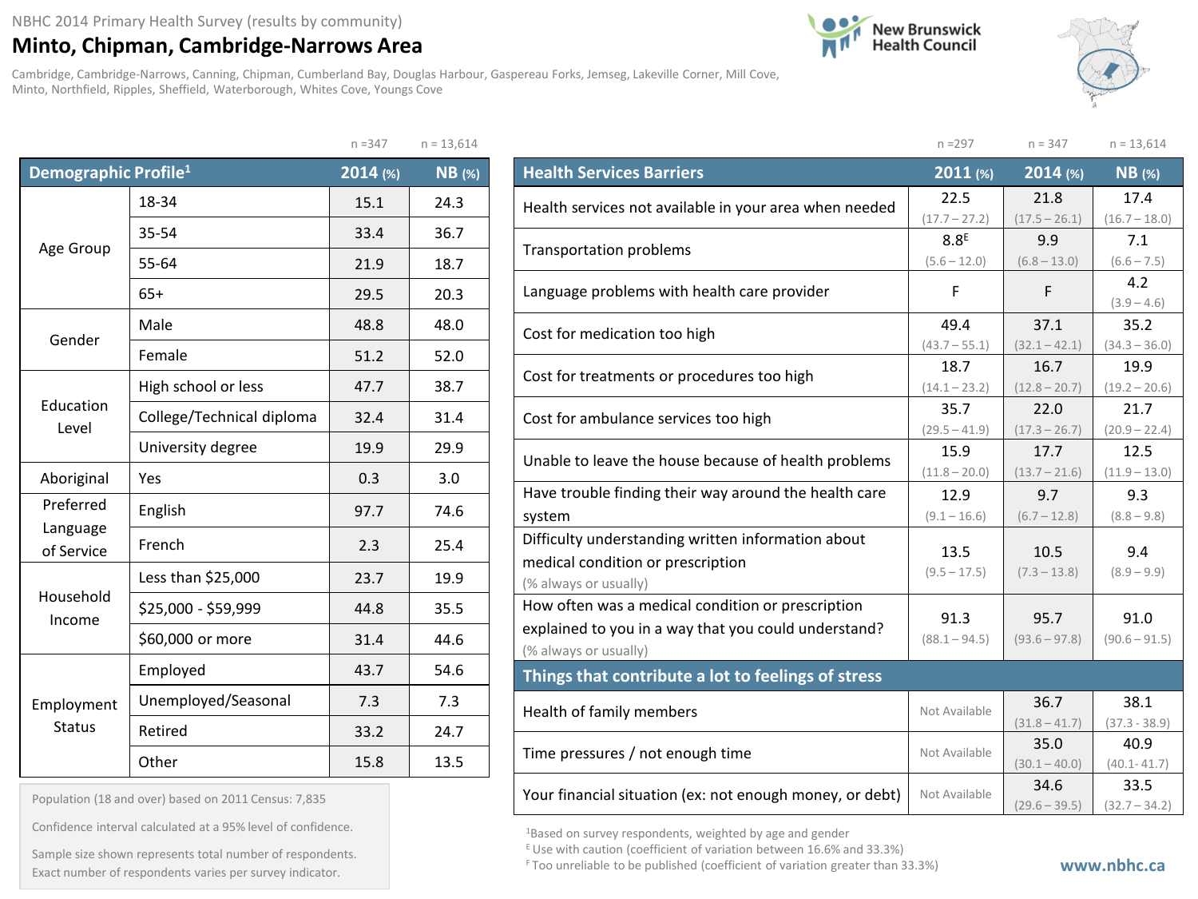NBHC 2014 Primary Health Survey (results by community)

# Minto, Chipman, Cambridge-Narrows Area

Cambridge, Cambridge-Narrows, Canning, Chipman, Cumberland Bay, Douglas Harbour, Gaspereau Forks, Jemseg, Lakeville Corner, Mill Cove, Minto, Northfield, Ripples, Sheffield, Waterborough, Whites Cove, Youngs Cove

New Brunswick Health Council

| Demographic Profile[1] | | 2014 (%) | NB (%) |
|---|---|---|---|
| | | n =347 | n = 13,614 |
| Age Group | 18-34 | 15.1 | 24.3 |
| | 35-54 | 33.4 | 36.7 |
| | 55-64 | 21.9 | 18.7 |
| | 65+ | 29.5 | 20.3 |
| Gender | Male | 48.8 | 48.0 |
| | Female | 51.2 | 52.0 |
| Education Level | High school or less | 47.7 | 38.7 |
| | College/Technical diploma | 32.4 | 31.4 |
| | University degree | 19.9 | 29.9 |
| Aboriginal | Yes | 0.3 | 3.0 |
| Preferred Language of Service | English | 97.7 | 74.6 |
| | French | 2.3 | 25.4 |
| Household Income | Less than $25,000 | 23.7 | 19.9 |
| | $25,000 - $59,999 | 44.8 | 35.5 |
| | $60,000 or more | 31.4 | 44.6 |
| Employment Status | Employed | 43.7 | 54.6 |
| | Unemployed/Seasonal | 7.3 | 7.3 |
| | Retired | 33.2 | 24.7 |
| | Other | 15.8 | 13.5 |

Population (18 and over) based on 2011 Census: 7,835

Confidence interval calculated at a 95% level of confidence.

Sample size shown represents total number of respondents. Exact number of respondents varies per survey indicator.

| Health Services Barriers | 2011 (%) | 2014 (%) | NB (%) |
|---|---|---|---|
| | n =297 | n = 347 | n = 13,614 |
| Health services not available in your area when needed | 22.5 (17.7 – 27.2) | 21.8 (17.5 – 26.1) | 17.4 (16.7 – 18.0) |
| Transportation problems | 8.8[E] (5.6 – 12.0) | 9.9 (6.8 – 13.0) | 7.1 (6.6 – 7.5) |
| Language problems with health care provider | F | F | 4.2 (3.9 – 4.6) |
| Cost for medication too high | 49.4 (43.7 – 55.1) | 37.1 (32.1 – 42.1) | 35.2 (34.3 – 36.0) |
| Cost for treatments or procedures too high | 18.7 (14.1 – 23.2) | 16.7 (12.8 – 20.7) | 19.9 (19.2 – 20.6) |
| Cost for ambulance services too high | 35.7 (29.5 – 41.9) | 22.0 (17.3 – 26.7) | 21.7 (20.9 – 22.4) |
| Unable to leave the house because of health problems | 15.9 (11.8 – 20.0) | 17.7 (13.7 – 21.6) | 12.5 (11.9 – 13.0) |
| Have trouble finding their way around the health care system | 12.9 (9.1 – 16.6) | 9.7 (6.7 – 12.8) | 9.3 (8.8 – 9.8) |
| Difficulty understanding written information about medical condition or prescription (% always or usually) | 13.5 (9.5 – 17.5) | 10.5 (7.3 – 13.8) | 9.4 (8.9 – 9.9) |
| How often was a medical condition or prescription explained to you in a way that you could understand? (% always or usually) | 91.3 (88.1 – 94.5) | 95.7 (93.6 – 97.8) | 91.0 (90.6 – 91.5) |
| **Things that contribute a lot to feelings of stress** | | | |
| Health of family members | Not Available | 36.7 (31.8 – 41.7) | 38.1 (37.3 - 38.9) |
| Time pressures / not enough time | Not Available | 35.0 (30.1 – 40.0) | 40.9 (40.1- 41.7) |
| Your financial situation (ex: not enough money, or debt) | Not Available | 34.6 (29.6 – 39.5) | 33.5 (32.7 – 34.2) |

[1]Based on survey respondents, weighted by age and gender

[E] Use with caution (coefficient of variation between 16.6% and 33.3%)

[F] Too unreliable to be published (coefficient of variation greater than 33.3%)

www.nbhc.ca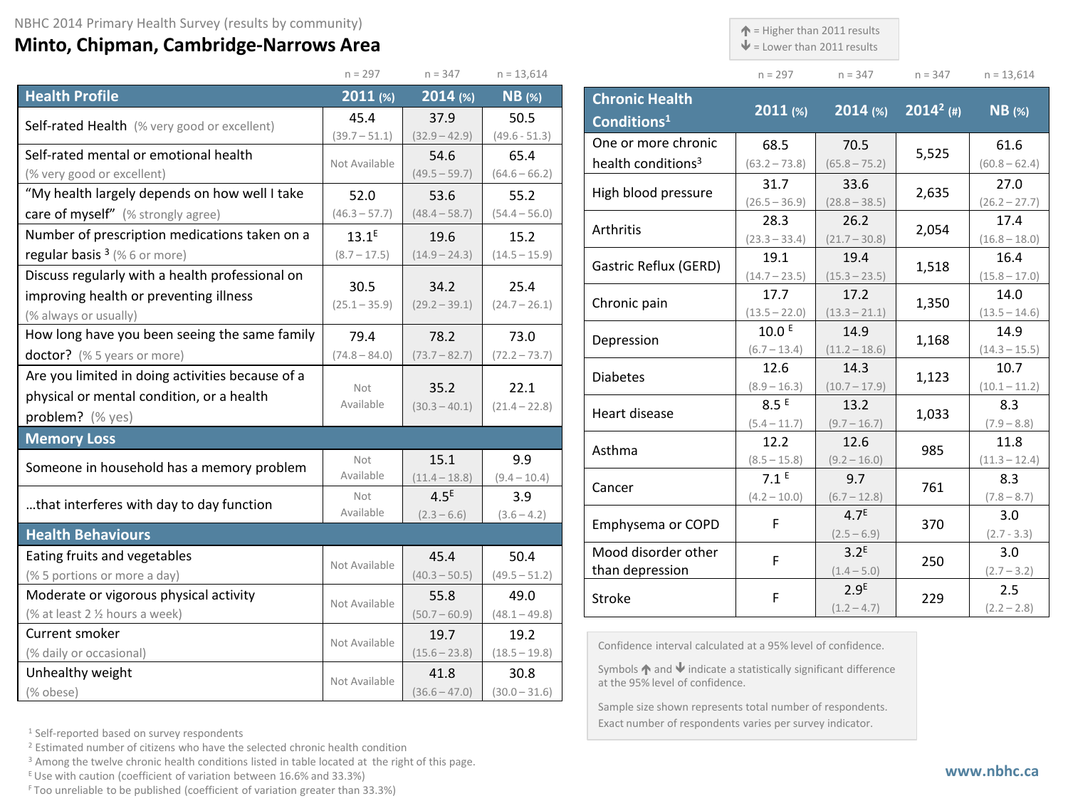NBHC 2014 Primary Health Survey (results by community)

# Minto, Chipman, Cambridge-Narrows Area

↑ = Higher than 2011 results
↓ = Lower than 2011 results

| Health Profile | 2011 (%) n = 297 | 2014 (%) n = 347 | NB (%) n = 13,614 |
|---|---|---|---|
| Self-rated Health (% very good or excellent) | 45.4 (39.7 – 51.1) | 37.9 (32.9 – 42.9) | 50.5 (49.6 - 51.3) |
| Self-rated mental or emotional health (% very good or excellent) | Not Available | 54.6 (49.5 – 59.7) | 65.4 (64.6 – 66.2) |
| "My health largely depends on how well I take care of myself" (% strongly agree) | 52.0 (46.3 – 57.7) | 53.6 (48.4 – 58.7) | 55.2 (54.4 – 56.0) |
| Number of prescription medications taken on a regular basis [3] (% 6 or more) | 13.1[E] (8.7 – 17.5) | 19.6 (14.9 – 24.3) | 15.2 (14.5 – 15.9) |
| Discuss regularly with a health professional on improving health or preventing illness (% always or usually) | 30.5 (25.1 – 35.9) | 34.2 (29.2 – 39.1) | 25.4 (24.7 – 26.1) |
| How long have you been seeing the same family doctor? (% 5 years or more) | 79.4 (74.8 – 84.0) | 78.2 (73.7 – 82.7) | 73.0 (72.2 – 73.7) |
| Are you limited in doing activities because of a physical or mental condition, or a health problem? (% yes) | Not Available | 35.2 (30.3 – 40.1) | 22.1 (21.4 – 22.8) |
| **Memory Loss** | | | |
| Someone in household has a memory problem | Not Available | 15.1 (11.4 – 18.8) | 9.9 (9.4 – 10.4) |
| …that interferes with day to day function | Not Available | 4.5[E] (2.3 – 6.6) | 3.9 (3.6 – 4.2) |
| **Health Behaviours** | | | |
| Eating fruits and vegetables (% 5 portions or more a day) | Not Available | 45.4 (40.3 – 50.5) | 50.4 (49.5 – 51.2) |
| Moderate or vigorous physical activity (% at least 2 ½ hours a week) | Not Available | 55.8 (50.7 – 60.9) | 49.0 (48.1 – 49.8) |
| Current smoker (% daily or occasional) | Not Available | 19.7 (15.6 – 23.8) | 19.2 (18.5 – 19.8) |
| Unhealthy weight (% obese) | Not Available | 41.8 (36.6 – 47.0) | 30.8 (30.0 – 31.6) |

| Chronic Health Conditions[1] | 2011 (%) n = 297 | 2014 (%) n = 347 | 2014[2] (#) n = 347 | NB (%) n = 13,614 |
|---|---|---|---|---|
| One or more chronic health conditions[3] | 68.5 (63.2 – 73.8) | 70.5 (65.8 – 75.2) | 5,525 | 61.6 (60.8 – 62.4) |
| High blood pressure | 31.7 (26.5 – 36.9) | 33.6 (28.8 – 38.5) | 2,635 | 27.0 (26.2 – 27.7) |
| Arthritis | 28.3 (23.3 – 33.4) | 26.2 (21.7 – 30.8) | 2,054 | 17.4 (16.8 – 18.0) |
| Gastric Reflux (GERD) | 19.1 (14.7 – 23.5) | 19.4 (15.3 – 23.5) | 1,518 | 16.4 (15.8 – 17.0) |
| Chronic pain | 17.7 (13.5 – 22.0) | 17.2 (13.3 – 21.1) | 1,350 | 14.0 (13.5 – 14.6) |
| Depression | 10.0 [E] (6.7 – 13.4) | 14.9 (11.2 – 18.6) | 1,168 | 14.9 (14.3 – 15.5) |
| Diabetes | 12.6 (8.9 – 16.3) | 14.3 (10.7 – 17.9) | 1,123 | 10.7 (10.1 – 11.2) |
| Heart disease | 8.5 [E] (5.4 – 11.7) | 13.2 (9.7 – 16.7) | 1,033 | 8.3 (7.9 – 8.8) |
| Asthma | 12.2 (8.5 – 15.8) | 12.6 (9.2 – 16.0) | 985 | 11.8 (11.3 – 12.4) |
| Cancer | 7.1 [E] (4.2 – 10.0) | 9.7 (6.7 – 12.8) | 761 | 8.3 (7.8 – 8.7) |
| Emphysema or COPD | F | 4.7[E] (2.5 – 6.9) | 370 | 3.0 (2.7 - 3.3) |
| Mood disorder other than depression | F | 3.2[E] (1.4 – 5.0) | 250 | 3.0 (2.7 – 3.2) |
| Stroke | F | 2.9[E] (1.2 – 4.7) | 229 | 2.5 (2.2 – 2.8) |

Confidence interval calculated at a 95% level of confidence.

Symbols ↑ and ↓ indicate a statistically significant difference at the 95% level of confidence.

Sample size shown represents total number of respondents. Exact number of respondents varies per survey indicator.

[1] Self-reported based on survey respondents
[2] Estimated number of citizens who have the selected chronic health condition
[3] Among the twelve chronic health conditions listed in table located at the right of this page.
[E] Use with caution (coefficient of variation between 16.6% and 33.3%)
[F] Too unreliable to be published (coefficient of variation greater than 33.3%)

www.nbhc.ca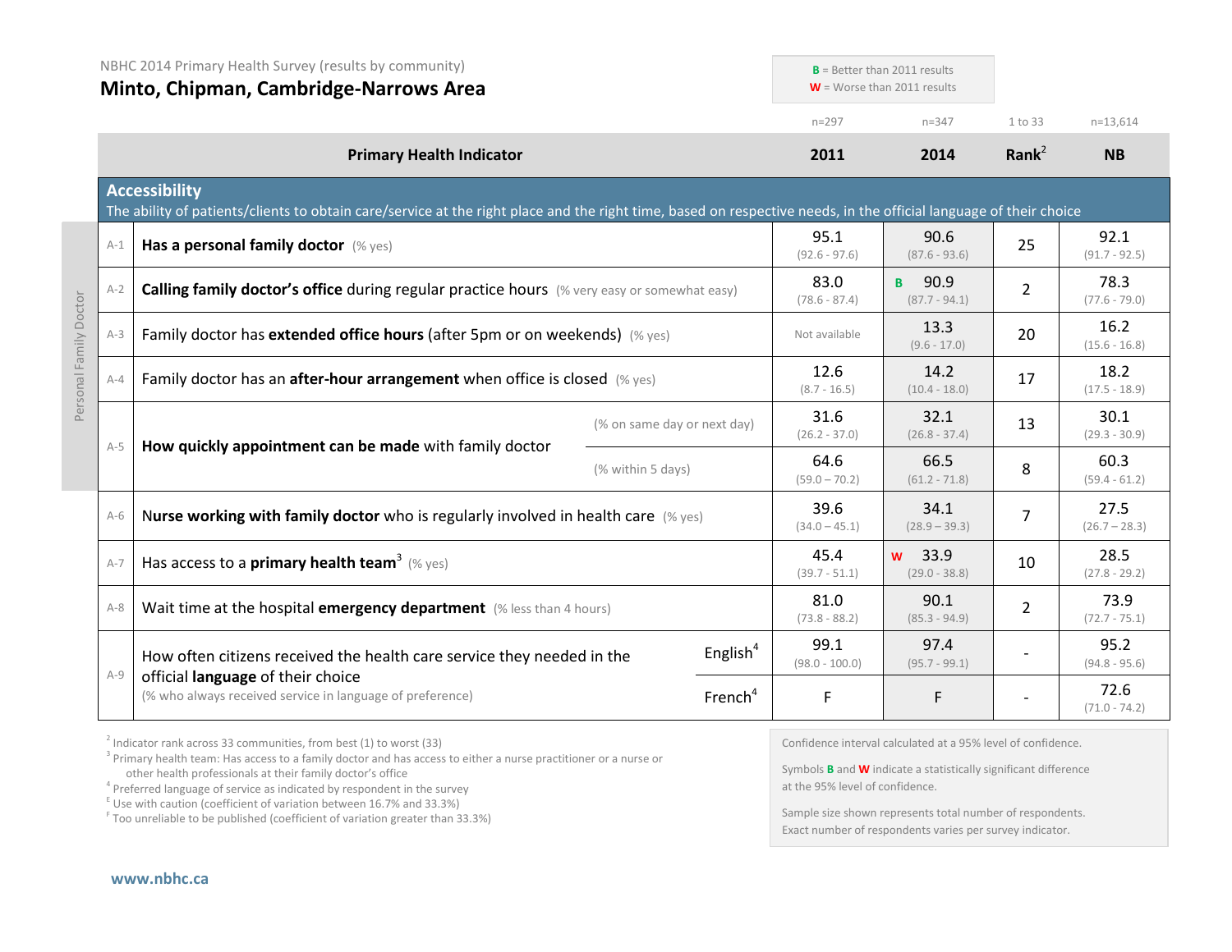NBHC 2014 Primary Health Survey (results by community)

## Minto, Chipman, Cambridge-Narrows Area

**B** = Better than 2011 results
**W** = Worse than 2011 results

| | | Primary Health Indicator | | 2011 (n=297) | 2014 (n=347) | Rank[2] (1 to 33) | NB (n=13,614) |
|---|---|---|---|---|---|---|---|
| **Accessibility** — The ability of patients/clients to obtain care/service at the right place and the right time, based on respective needs, in the official language of their choice | | | | | | | |
| Personal Family Doctor | A-1 | **Has a personal family doctor** (% yes) | | 95.1 (92.6 - 97.6) | 90.6 (87.6 - 93.6) | 25 | 92.1 (91.7 - 92.5) |
| Personal Family Doctor | A-2 | **Calling family doctor's office** during regular practice hours (% very easy or somewhat easy) | | 83.0 (78.6 - 87.4) | B 90.9 (87.7 - 94.1) | 2 | 78.3 (77.6 - 79.0) |
| Personal Family Doctor | A-3 | Family doctor has **extended office hours** (after 5pm or on weekends) (% yes) | | Not available | 13.3 (9.6 - 17.0) | 20 | 16.2 (15.6 - 16.8) |
| Personal Family Doctor | A-4 | Family doctor has an **after-hour arrangement** when office is closed (% yes) | | 12.6 (8.7 - 16.5) | 14.2 (10.4 - 18.0) | 17 | 18.2 (17.5 - 18.9) |
| Personal Family Doctor | A-5 | **How quickly appointment can be made** with family doctor | (% on same day or next day) | 31.6 (26.2 - 37.0) | 32.1 (26.8 - 37.4) | 13 | 30.1 (29.3 - 30.9) |
| | | | (% within 5 days) | 64.6 (59.0 – 70.2) | 66.5 (61.2 - 71.8) | 8 | 60.3 (59.4 - 61.2) |
| Personal Family Doctor | A-6 | **Nurse working with family doctor** who is regularly involved in health care (% yes) | | 39.6 (34.0 – 45.1) | 34.1 (28.9 – 39.3) | 7 | 27.5 (26.7 – 28.3) |
| | A-7 | Has access to a **primary health team**[3] (% yes) | | 45.4 (39.7 - 51.1) | W 33.9 (29.0 - 38.8) | 10 | 28.5 (27.8 - 29.2) |
| | A-8 | Wait time at the hospital **emergency department** (% less than 4 hours) | | 81.0 (73.8 - 88.2) | 90.1 (85.3 - 94.9) | 2 | 73.9 (72.7 - 75.1) |
| | A-9 | How often citizens received the health care service they needed in the official **language** of their choice (% who always received service in language of preference) | English[4] | 99.1 (98.0 - 100.0) | 97.4 (95.7 - 99.1) | - | 95.2 (94.8 - 95.6) |
| | | | French[4] | F | F | - | 72.6 (71.0 - 74.2) |

[2] Indicator rank across 33 communities, from best (1) to worst (33)
[3] Primary health team: Has access to a family doctor and has access to either a nurse practitioner or a nurse or other health professionals at their family doctor's office
[4] Preferred language of service as indicated by respondent in the survey
[E] Use with caution (coefficient of variation between 16.7% and 33.3%)
[F] Too unreliable to be published (coefficient of variation greater than 33.3%)

Confidence interval calculated at a 95% level of confidence.

Symbols **B** and **W** indicate a statistically significant difference at the 95% level of confidence.

Sample size shown represents total number of respondents. Exact number of respondents varies per survey indicator.

www.nbhc.ca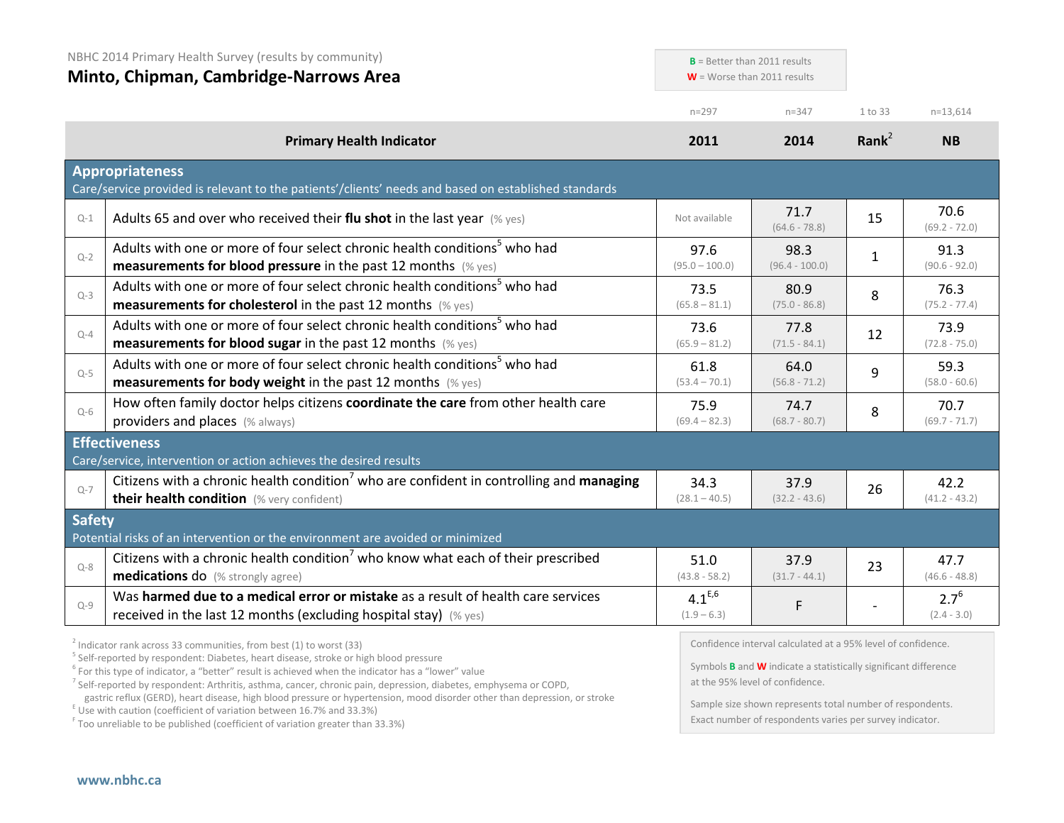NBHC 2014 Primary Health Survey (results by community)

# Minto, Chipman, Cambridge-Narrows Area

**B** = Better than 2011 results
**W** = Worse than 2011 results

| | Primary Health Indicator | 2011 (n=297) | 2014 (n=347) | Rank[2] (1 to 33) | NB (n=13,614) |
|---|---|---|---|---|---|
| **Appropriateness** | Care/service provided is relevant to the patients'/clients' needs and based on established standards | | | | |
| Q-1 | Adults 65 and over who received their **flu shot** in the last year (% yes) | Not available | 71.7 (64.6 - 78.8) | 15 | 70.6 (69.2 - 72.0) |
| Q-2 | Adults with one or more of four select chronic health conditions[5] who had **measurements for blood pressure** in the past 12 months (% yes) | 97.6 (95.0 – 100.0) | 98.3 (96.4 - 100.0) | 1 | 91.3 (90.6 - 92.0) |
| Q-3 | Adults with one or more of four select chronic health conditions[5] who had **measurements for cholesterol** in the past 12 months (% yes) | 73.5 (65.8 – 81.1) | 80.9 (75.0 - 86.8) | 8 | 76.3 (75.2 - 77.4) |
| Q-4 | Adults with one or more of four select chronic health conditions[5] who had **measurements for blood sugar** in the past 12 months (% yes) | 73.6 (65.9 – 81.2) | 77.8 (71.5 - 84.1) | 12 | 73.9 (72.8 - 75.0) |
| Q-5 | Adults with one or more of four select chronic health conditions[5] who had **measurements for body weight** in the past 12 months (% yes) | 61.8 (53.4 – 70.1) | 64.0 (56.8 - 71.2) | 9 | 59.3 (58.0 - 60.6) |
| Q-6 | How often family doctor helps citizens **coordinate the care** from other health care providers and places (% always) | 75.9 (69.4 – 82.3) | 74.7 (68.7 - 80.7) | 8 | 70.7 (69.7 - 71.7) |
| **Effectiveness** | Care/service, intervention or action achieves the desired results | | | | |
| Q-7 | Citizens with a chronic health condition[7] who are confident in controlling and **managing their health condition** (% very confident) | 34.3 (28.1 – 40.5) | 37.9 (32.2 - 43.6) | 26 | 42.2 (41.2 - 43.2) |
| **Safety** | Potential risks of an intervention or the environment are avoided or minimized | | | | |
| Q-8 | Citizens with a chronic health condition[7] who know what each of their prescribed **medications** do (% strongly agree) | 51.0 (43.8 - 58.2) | 37.9 (31.7 - 44.1) | 23 | 47.7 (46.6 - 48.8) |
| Q-9 | Was **harmed due to a medical error or mistake** as a result of health care services received in the last 12 months (excluding hospital stay) (% yes) | 4.1[E,6] (1.9 – 6.3) | F | - | 2.7[6] (2.4 - 3.0) |

[2] Indicator rank across 33 communities, from best (1) to worst (33)
[5] Self-reported by respondent: Diabetes, heart disease, stroke or high blood pressure
[6] For this type of indicator, a "better" result is achieved when the indicator has a "lower" value
[7] Self-reported by respondent: Arthritis, asthma, cancer, chronic pain, depression, diabetes, emphysema or COPD, gastric reflux (GERD), heart disease, high blood pressure or hypertension, mood disorder other than depression, or stroke
[E] Use with caution (coefficient of variation between 16.7% and 33.3%)
[F] Too unreliable to be published (coefficient of variation greater than 33.3%)

Confidence interval calculated at a 95% level of confidence.

Symbols **B** and **W** indicate a statistically significant difference at the 95% level of confidence.

Sample size shown represents total number of respondents. Exact number of respondents varies per survey indicator.

www.nbhc.ca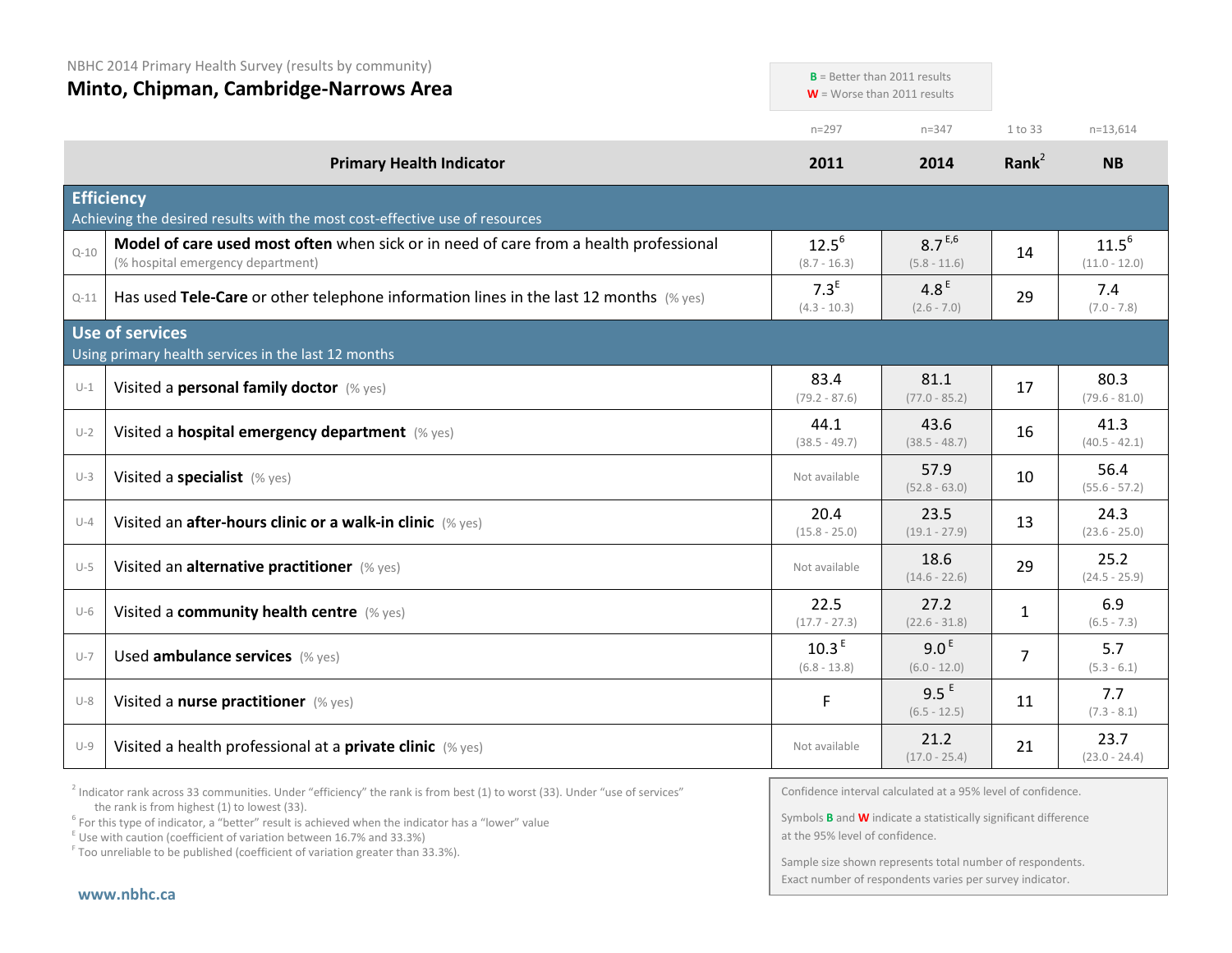NBHC 2014 Primary Health Survey (results by community)

# Minto, Chipman, Cambridge-Narrows Area

**B** = Better than 2011 results
**W** = Worse than 2011 results

| | Primary Health Indicator | 2011 (n=297) | 2014 (n=347) | Rank[2] (1 to 33) | NB (n=13,614) |
|---|---|---|---|---|---|
| **Efficiency** – Achieving the desired results with the most cost-effective use of resources | | | | | |
| Q-10 | **Model of care used most often** when sick or in need of care from a health professional (% hospital emergency department) | 12.5[6] (8.7 - 16.3) | 8.7[E,6] (5.8 - 11.6) | 14 | 11.5[6] (11.0 - 12.0) |
| Q-11 | Has used **Tele-Care** or other telephone information lines in the last 12 months (% yes) | 7.3[E] (4.3 - 10.3) | 4.8[E] (2.6 - 7.0) | 29 | 7.4 (7.0 - 7.8) |
| **Use of services** – Using primary health services in the last 12 months | | | | | |
| U-1 | Visited a **personal family doctor** (% yes) | 83.4 (79.2 - 87.6) | 81.1 (77.0 - 85.2) | 17 | 80.3 (79.6 - 81.0) |
| U-2 | Visited a **hospital emergency department** (% yes) | 44.1 (38.5 - 49.7) | 43.6 (38.5 - 48.7) | 16 | 41.3 (40.5 - 42.1) |
| U-3 | Visited a **specialist** (% yes) | Not available | 57.9 (52.8 - 63.0) | 10 | 56.4 (55.6 - 57.2) |
| U-4 | Visited an **after-hours clinic or a walk-in clinic** (% yes) | 20.4 (15.8 - 25.0) | 23.5 (19.1 - 27.9) | 13 | 24.3 (23.6 - 25.0) |
| U-5 | Visited an **alternative practitioner** (% yes) | Not available | 18.6 (14.6 - 22.6) | 29 | 25.2 (24.5 - 25.9) |
| U-6 | Visited a **community health centre** (% yes) | 22.5 (17.7 - 27.3) | 27.2 (22.6 - 31.8) | 1 | 6.9 (6.5 - 7.3) |
| U-7 | Used **ambulance services** (% yes) | 10.3[E] (6.8 - 13.8) | 9.0[E] (6.0 - 12.0) | 7 | 5.7 (5.3 - 6.1) |
| U-8 | Visited a **nurse practitioner** (% yes) | F | 9.5[E] (6.5 - 12.5) | 11 | 7.7 (7.3 - 8.1) |
| U-9 | Visited a health professional at a **private clinic** (% yes) | Not available | 21.2 (17.0 - 25.4) | 21 | 23.7 (23.0 - 24.4) |

[2] Indicator rank across 33 communities. Under "efficiency" the rank is from best (1) to worst (33). Under "use of services" the rank is from highest (1) to lowest (33).
[6] For this type of indicator, a "better" result is achieved when the indicator has a "lower" value
[E] Use with caution (coefficient of variation between 16.7% and 33.3%)
[F] Too unreliable to be published (coefficient of variation greater than 33.3%).

Confidence interval calculated at a 95% level of confidence.

Symbols **B** and **W** indicate a statistically significant difference at the 95% level of confidence.

Sample size shown represents total number of respondents. Exact number of respondents varies per survey indicator.

www.nbhc.ca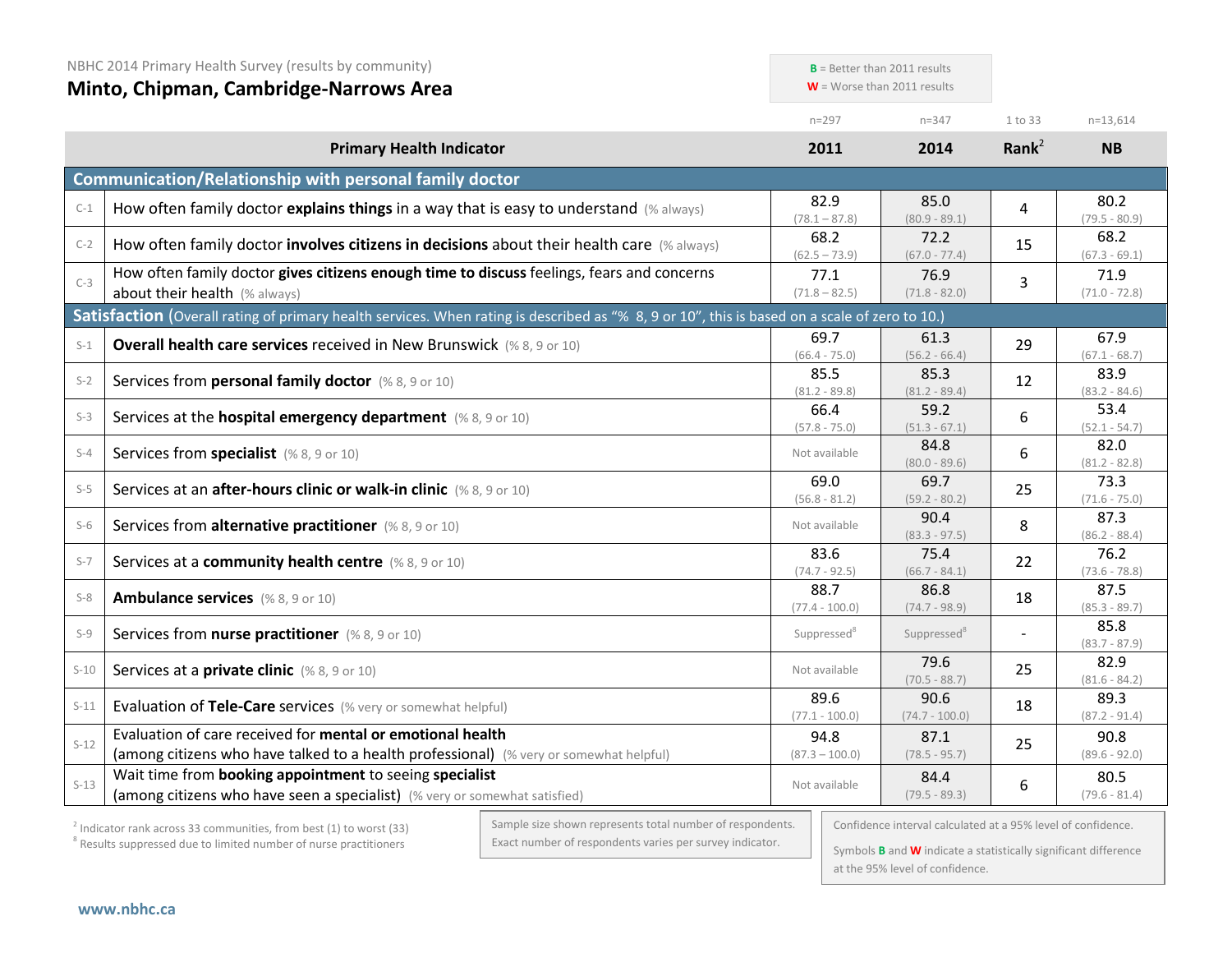NBHC 2014 Primary Health Survey (results by community)

# Minto, Chipman, Cambridge-Narrows Area

**B** = Better than 2011 results
**W** = Worse than 2011 results

| | Primary Health Indicator | 2011 (n=297) | 2014 (n=347) | Rank[2] (1 to 33) | NB (n=13,614) |
|---|---|---|---|---|---|
| **Communication/Relationship with personal family doctor** | | | | | |
| C-1 | How often family doctor **explains things** in a way that is easy to understand (% always) | 82.9 (78.1 – 87.8) | 85.0 (80.9 - 89.1) | 4 | 80.2 (79.5 - 80.9) |
| C-2 | How often family doctor **involves citizens in decisions** about their health care (% always) | 68.2 (62.5 – 73.9) | 72.2 (67.0 - 77.4) | 15 | 68.2 (67.3 - 69.1) |
| C-3 | How often family doctor **gives citizens enough time to discuss** feelings, fears and concerns about their health (% always) | 77.1 (71.8 – 82.5) | 76.9 (71.8 - 82.0) | 3 | 71.9 (71.0 - 72.8) |
| **Satisfaction** (Overall rating of primary health services. When rating is described as "% 8, 9 or 10", this is based on a scale of zero to 10.) | | | | | |
| S-1 | **Overall health care services** received in New Brunswick (% 8, 9 or 10) | 69.7 (66.4 - 75.0) | 61.3 (56.2 - 66.4) | 29 | 67.9 (67.1 - 68.7) |
| S-2 | Services from **personal family doctor** (% 8, 9 or 10) | 85.5 (81.2 - 89.8) | 85.3 (81.2 - 89.4) | 12 | 83.9 (83.2 - 84.6) |
| S-3 | Services at the **hospital emergency department** (% 8, 9 or 10) | 66.4 (57.8 - 75.0) | 59.2 (51.3 - 67.1) | 6 | 53.4 (52.1 - 54.7) |
| S-4 | Services from **specialist** (% 8, 9 or 10) | Not available | 84.8 (80.0 - 89.6) | 6 | 82.0 (81.2 - 82.8) |
| S-5 | Services at an **after-hours clinic or walk-in clinic** (% 8, 9 or 10) | 69.0 (56.8 - 81.2) | 69.7 (59.2 - 80.2) | 25 | 73.3 (71.6 - 75.0) |
| S-6 | Services from **alternative practitioner** (% 8, 9 or 10) | Not available | 90.4 (83.3 - 97.5) | 8 | 87.3 (86.2 - 88.4) |
| S-7 | Services at a **community health centre** (% 8, 9 or 10) | 83.6 (74.7 - 92.5) | 75.4 (66.7 - 84.1) | 22 | 76.2 (73.6 - 78.8) |
| S-8 | **Ambulance services** (% 8, 9 or 10) | 88.7 (77.4 - 100.0) | 86.8 (74.7 - 98.9) | 18 | 87.5 (85.3 - 89.7) |
| S-9 | Services from **nurse practitioner** (% 8, 9 or 10) | Suppressed[8] | Suppressed[8] | - | 85.8 (83.7 - 87.9) |
| S-10 | Services at a **private clinic** (% 8, 9 or 10) | Not available | 79.6 (70.5 - 88.7) | 25 | 82.9 (81.6 - 84.2) |
| S-11 | Evaluation of **Tele-Care** services (% very or somewhat helpful) | 89.6 (77.1 - 100.0) | 90.6 (74.7 - 100.0) | 18 | 89.3 (87.2 - 91.4) |
| S-12 | Evaluation of care received for **mental or emotional health** (among citizens who have talked to a health professional) (% very or somewhat helpful) | 94.8 (87.3 – 100.0) | 87.1 (78.5 - 95.7) | 25 | 90.8 (89.6 - 92.0) |
| S-13 | Wait time from **booking appointment** to seeing **specialist** (among citizens who have seen a specialist) (% very or somewhat satisfied) | Not available | 84.4 (79.5 - 89.3) | 6 | 80.5 (79.6 - 81.4) |

[2] Indicator rank across 33 communities, from best (1) to worst (33)
[8] Results suppressed due to limited number of nurse practitioners

Sample size shown represents total number of respondents. Exact number of respondents varies per survey indicator.

Confidence interval calculated at a 95% level of confidence.

Symbols **B** and **W** indicate a statistically significant difference at the 95% level of confidence.

www.nbhc.ca